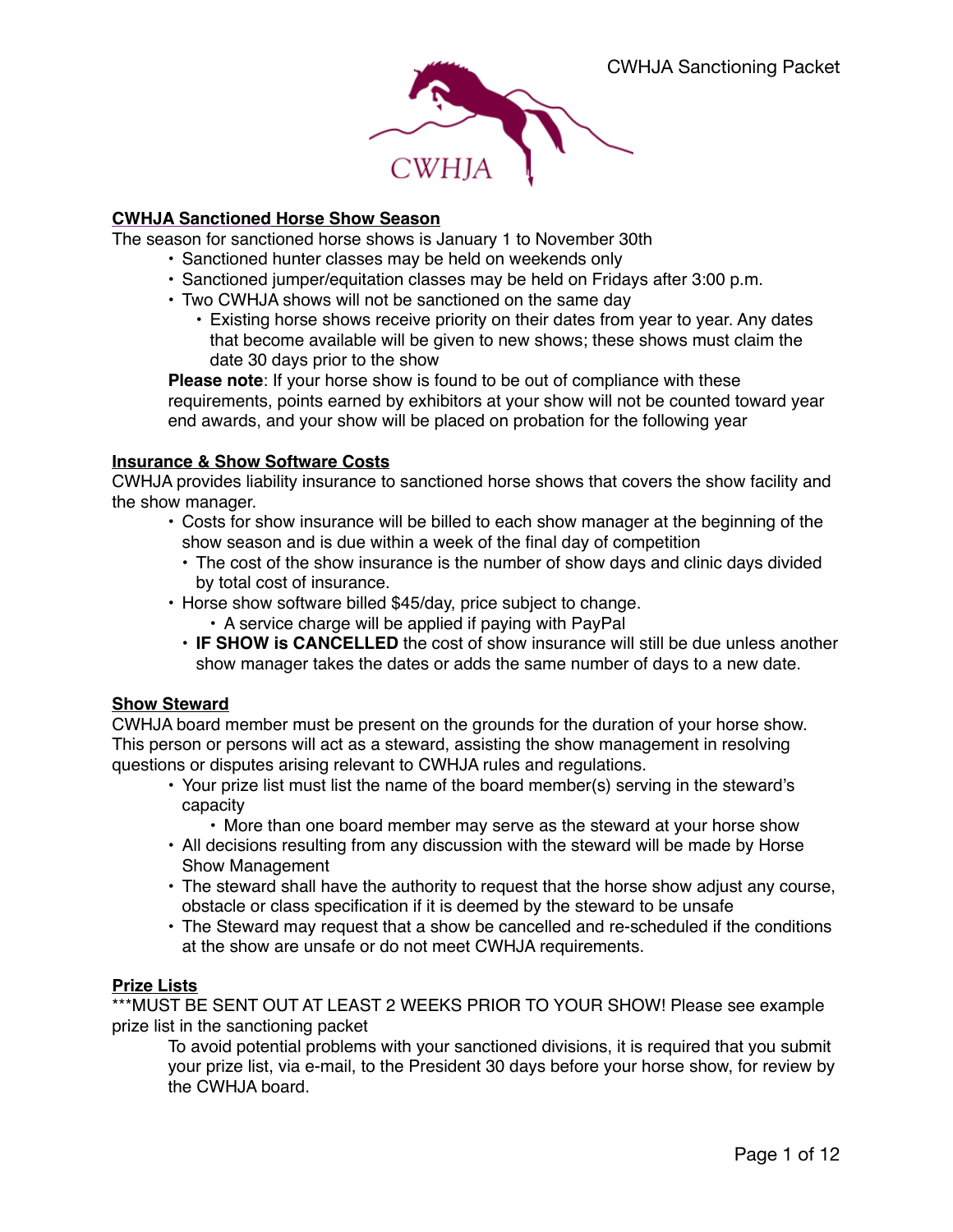## CWHJA Sanctioned Horse Show Season

The season for sanctioned horse shows is January 1 to November 30th

- Sanctioned hunter classes may be held on weekends only
- Sanctioned jumper/equitation classes may be held on Fridays after 3:00 p.m.
- Two CWHJA shows will not be sanctioned on the same day
  - Existing horse shows receive priority on their dates from year to year. Any dates that become available will be given to new shows; these shows must claim the date 30 days prior to the show

**Please note**: If your horse show is found to be out of compliance with these requirements, points earned by exhibitors at your show will not be counted toward year end awards, and your show will be placed on probation for the following year

## Insurance & Show Software Costs

CWHJA provides liability insurance to sanctioned horse shows that covers the show facility and the show manager.

- Costs for show insurance will be billed to each show manager at the beginning of the show season and is due within a week of the final day of competition
  - The cost of the show insurance is the number of show days and clinic days divided by total cost of insurance.
- Horse show software billed $45/day, price subject to change.
  - A service charge will be applied if paying with PayPal
  - **IF SHOW is CANCELLED** the cost of show insurance will still be due unless another show manager takes the dates or adds the same number of days to a new date.

## Show Steward

CWHJA board member must be present on the grounds for the duration of your horse show. This person or persons will act as a steward, assisting the show management in resolving questions or disputes arising relevant to CWHJA rules and regulations.

- Your prize list must list the name of the board member(s) serving in the steward's capacity
  - More than one board member may serve as the steward at your horse show
- All decisions resulting from any discussion with the steward will be made by Horse Show Management
- The steward shall have the authority to request that the horse show adjust any course, obstacle or class specification if it is deemed by the steward to be unsafe
- The Steward may request that a show be cancelled and re-scheduled if the conditions at the show are unsafe or do not meet CWHJA requirements.

## Prize Lists

***MUST BE SENT OUT AT LEAST 2 WEEKS PRIOR TO YOUR SHOW! Please see example prize list in the sanctioning packet

To avoid potential problems with your sanctioned divisions, it is required that you submit your prize list, via e-mail, to the President 30 days before your horse show, for review by the CWHJA board.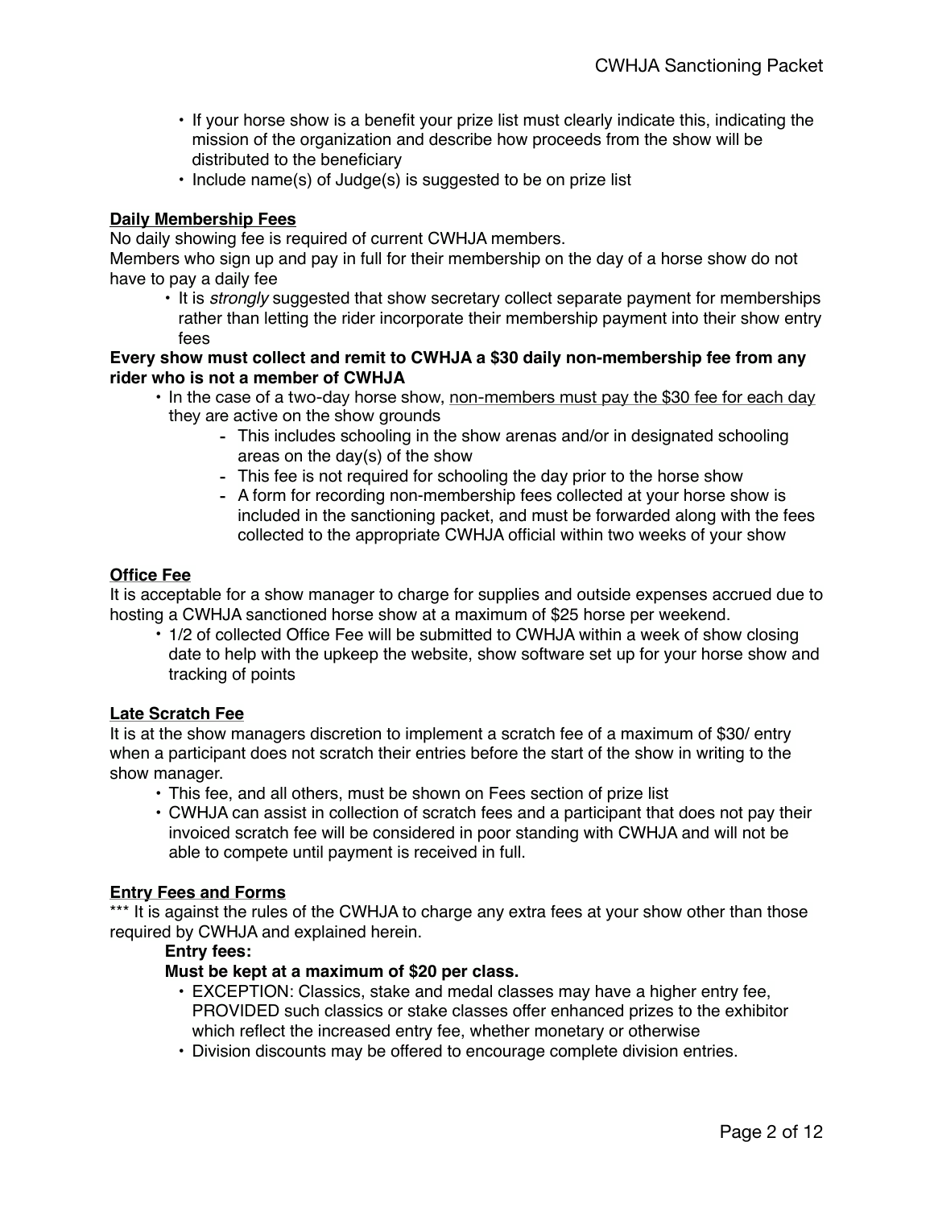- If your horse show is a benefit your prize list must clearly indicate this, indicating the mission of the organization and describe how proceeds from the show will be distributed to the beneficiary
- Include name(s) of Judge(s) is suggested to be on prize list

**Daily Membership Fees**

No daily showing fee is required of current CWHJA members.

Members who sign up and pay in full for their membership on the day of a horse show do not have to pay a daily fee

- It is *strongly* suggested that show secretary collect separate payment for memberships rather than letting the rider incorporate their membership payment into their show entry fees

**Every show must collect and remit to CWHJA a $30 daily non-membership fee from any rider who is not a member of CWHJA**

- In the case of a two-day horse show, non-members must pay the $30 fee for each day they are active on the show grounds
    - This includes schooling in the show arenas and/or in designated schooling areas on the day(s) of the show
    - This fee is not required for schooling the day prior to the horse show
    - A form for recording non-membership fees collected at your horse show is included in the sanctioning packet, and must be forwarded along with the fees collected to the appropriate CWHJA official within two weeks of your show

**Office Fee**

It is acceptable for a show manager to charge for supplies and outside expenses accrued due to hosting a CWHJA sanctioned horse show at a maximum of $25 horse per weekend.

- 1/2 of collected Office Fee will be submitted to CWHJA within a week of show closing date to help with the upkeep the website, show software set up for your horse show and tracking of points

**Late Scratch Fee**

It is at the show managers discretion to implement a scratch fee of a maximum of $30/ entry when a participant does not scratch their entries before the start of the show in writing to the show manager.

- This fee, and all others, must be shown on Fees section of prize list
- CWHJA can assist in collection of scratch fees and a participant that does not pay their invoiced scratch fee will be considered in poor standing with CWHJA and will not be able to compete until payment is received in full.

**Entry Fees and Forms**

*** It is against the rules of the CWHJA to charge any extra fees at your show other than those required by CWHJA and explained herein.

**Entry fees:**

**Must be kept at a maximum of $20 per class.**

- EXCEPTION: Classics, stake and medal classes may have a higher entry fee, PROVIDED such classics or stake classes offer enhanced prizes to the exhibitor which reflect the increased entry fee, whether monetary or otherwise
- Division discounts may be offered to encourage complete division entries.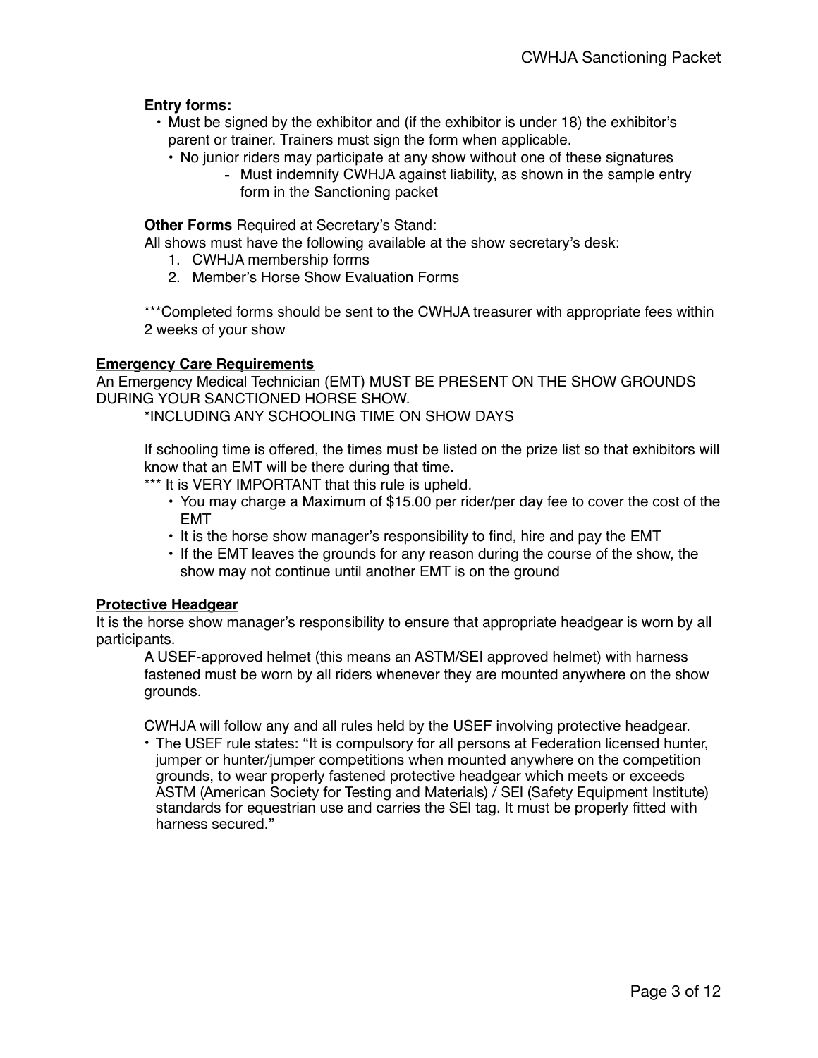**Entry forms:**

- Must be signed by the exhibitor and (if the exhibitor is under 18) the exhibitor's parent or trainer. Trainers must sign the form when applicable.
  - No junior riders may participate at any show without one of these signatures
    - Must indemnify CWHJA against liability, as shown in the sample entry form in the Sanctioning packet

**Other Forms** Required at Secretary's Stand:

All shows must have the following available at the show secretary's desk:

1. CWHJA membership forms
2. Member's Horse Show Evaluation Forms

***Completed forms should be sent to the CWHJA treasurer with appropriate fees within 2 weeks of your show

## Emergency Care Requirements

An Emergency Medical Technician (EMT) MUST BE PRESENT ON THE SHOW GROUNDS DURING YOUR SANCTIONED HORSE SHOW.

*INCLUDING ANY SCHOOLING TIME ON SHOW DAYS

If schooling time is offered, the times must be listed on the prize list so that exhibitors will know that an EMT will be there during that time.

*** It is VERY IMPORTANT that this rule is upheld.

- You may charge a Maximum of $15.00 per rider/per day fee to cover the cost of the EMT
- It is the horse show manager's responsibility to find, hire and pay the EMT
- If the EMT leaves the grounds for any reason during the course of the show, the show may not continue until another EMT is on the ground

## Protective Headgear

It is the horse show manager's responsibility to ensure that appropriate headgear is worn by all participants.

A USEF-approved helmet (this means an ASTM/SEI approved helmet) with harness fastened must be worn by all riders whenever they are mounted anywhere on the show grounds.

CWHJA will follow any and all rules held by the USEF involving protective headgear.

- The USEF rule states: "It is compulsory for all persons at Federation licensed hunter, jumper or hunter/jumper competitions when mounted anywhere on the competition grounds, to wear properly fastened protective headgear which meets or exceeds ASTM (American Society for Testing and Materials) / SEI (Safety Equipment Institute) standards for equestrian use and carries the SEI tag. It must be properly fitted with harness secured."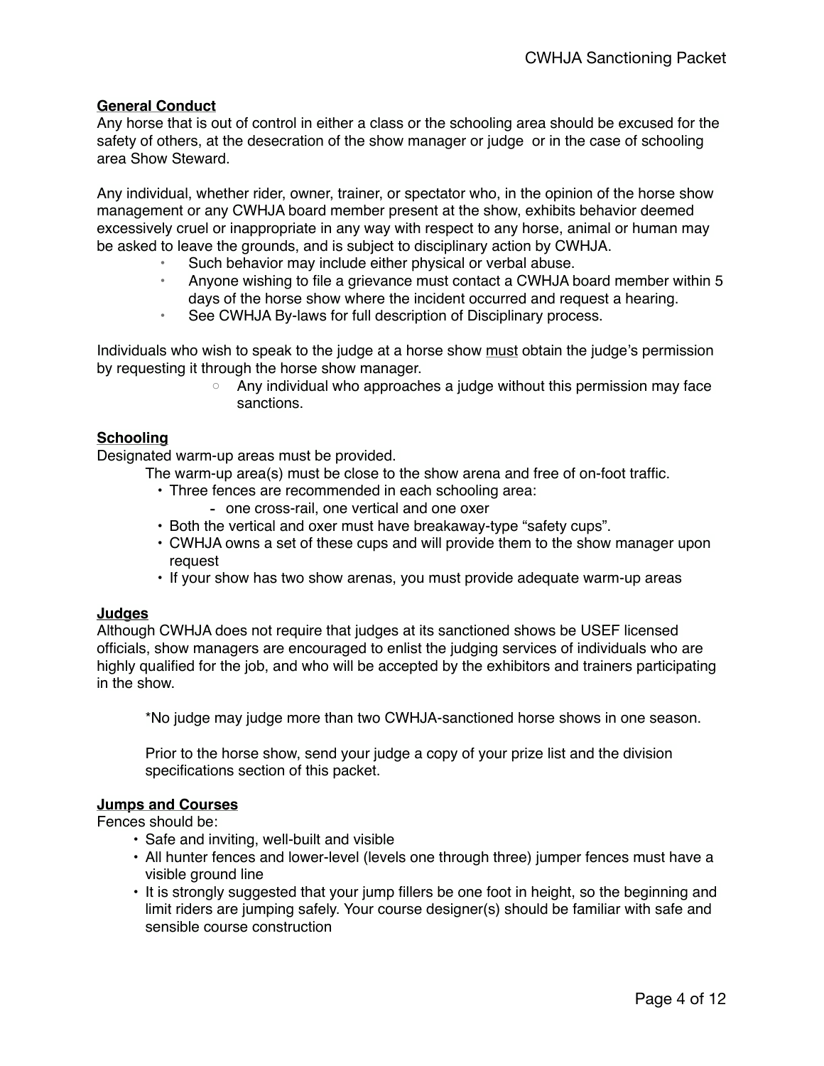**General Conduct**

Any horse that is out of control in either a class or the schooling area should be excused for the safety of others, at the desecration of the show manager or judge  or in the case of schooling area Show Steward.

Any individual, whether rider, owner, trainer, or spectator who, in the opinion of the horse show management or any CWHJA board member present at the show, exhibits behavior deemed excessively cruel or inappropriate in any way with respect to any horse, animal or human may be asked to leave the grounds, and is subject to disciplinary action by CWHJA.

- Such behavior may include either physical or verbal abuse.
- Anyone wishing to file a grievance must contact a CWHJA board member within 5 days of the horse show where the incident occurred and request a hearing.
- See CWHJA By-laws for full description of Disciplinary process.

Individuals who wish to speak to the judge at a horse show <u>must</u> obtain the judge's permission by requesting it through the horse show manager.

- Any individual who approaches a judge without this permission may face sanctions.

**Schooling**

Designated warm-up areas must be provided.

The warm-up area(s) must be close to the show arena and free of on-foot traffic.

- Three fences are recommended in each schooling area:
  - one cross-rail, one vertical and one oxer
- Both the vertical and oxer must have breakaway-type "safety cups".
- CWHJA owns a set of these cups and will provide them to the show manager upon request
- If your show has two show arenas, you must provide adequate warm-up areas

**Judges**

Although CWHJA does not require that judges at its sanctioned shows be USEF licensed officials, show managers are encouraged to enlist the judging services of individuals who are highly qualified for the job, and who will be accepted by the exhibitors and trainers participating in the show.

*No judge may judge more than two CWHJA-sanctioned horse shows in one season.

Prior to the horse show, send your judge a copy of your prize list and the division specifications section of this packet.

**Jumps and Courses**

Fences should be:

- Safe and inviting, well-built and visible
- All hunter fences and lower-level (levels one through three) jumper fences must have a visible ground line
- It is strongly suggested that your jump fillers be one foot in height, so the beginning and limit riders are jumping safely. Your course designer(s) should be familiar with safe and sensible course construction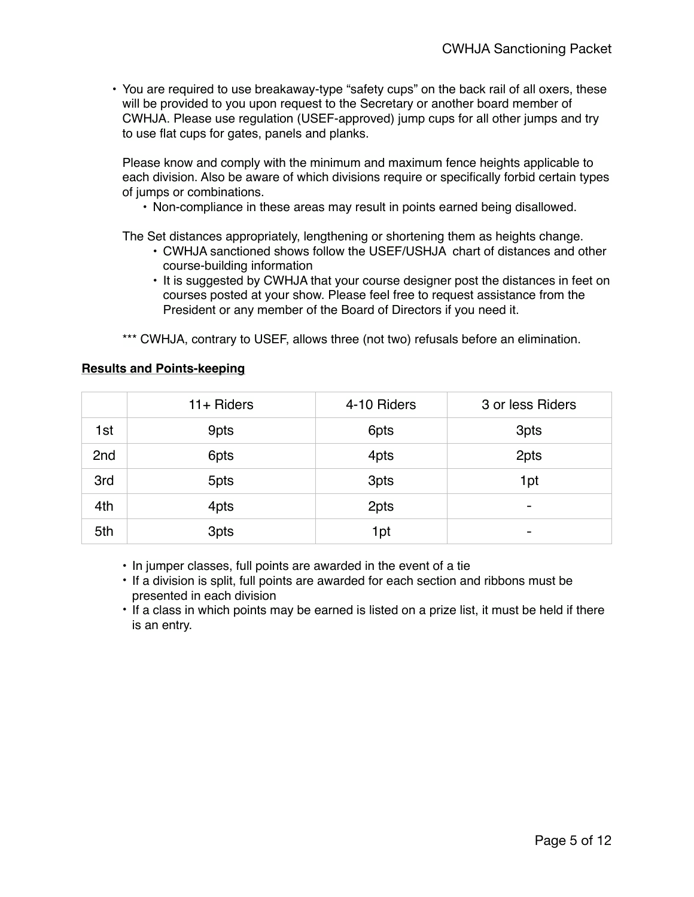- You are required to use breakaway-type "safety cups" on the back rail of all oxers, these will be provided to you upon request to the Secretary or another board member of CWHJA. Please use regulation (USEF-approved) jump cups for all other jumps and try to use flat cups for gates, panels and planks.

  Please know and comply with the minimum and maximum fence heights applicable to each division. Also be aware of which divisions require or specifically forbid certain types of jumps or combinations.

    - Non-compliance in these areas may result in points earned being disallowed.

  The Set distances appropriately, lengthening or shortening them as heights change.

    - CWHJA sanctioned shows follow the USEF/USHJA chart of distances and other course-building information
    - It is suggested by CWHJA that your course designer post the distances in feet on courses posted at your show. Please feel free to request assistance from the President or any member of the Board of Directors if you need it.

  *** CWHJA, contrary to USEF, allows three (not two) refusals before an elimination.

**Results and Points-keeping**

| | 11+ Riders | 4-10 Riders | 3 or less Riders |
|---|---|---|---|
| 1st | 9pts | 6pts | 3pts |
| 2nd | 6pts | 4pts | 2pts |
| 3rd | 5pts | 3pts | 1pt |
| 4th | 4pts | 2pts | - |
| 5th | 3pts | 1pt | - |

- In jumper classes, full points are awarded in the event of a tie
- If a division is split, full points are awarded for each section and ribbons must be presented in each division
- If a class in which points may be earned is listed on a prize list, it must be held if there is an entry.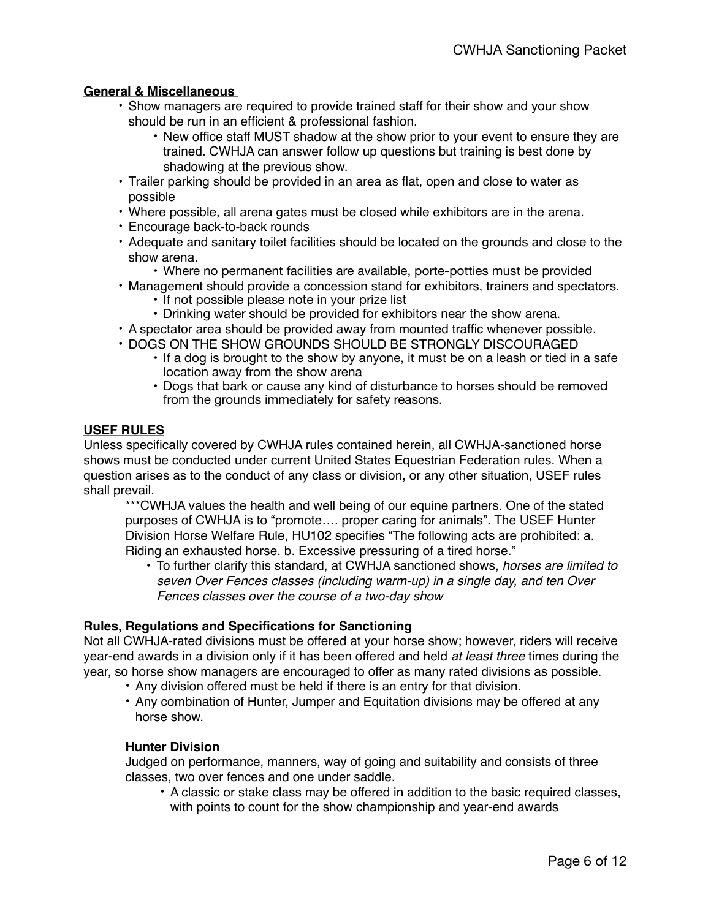## General & Miscellaneous

- Show managers are required to provide trained staff for their show and your show should be run in an efficient & professional fashion.
  - New office staff MUST shadow at the show prior to your event to ensure they are trained. CWHJA can answer follow up questions but training is best done by shadowing at the previous show.
- Trailer parking should be provided in an area as flat, open and close to water as possible
- Where possible, all arena gates must be closed while exhibitors are in the arena.
- Encourage back-to-back rounds
- Adequate and sanitary toilet facilities should be located on the grounds and close to the show arena.
  - Where no permanent facilities are available, porte-potties must be provided
- Management should provide a concession stand for exhibitors, trainers and spectators.
  - If not possible please note in your prize list
  - Drinking water should be provided for exhibitors near the show arena.
- A spectator area should be provided away from mounted traffic whenever possible.
- DOGS ON THE SHOW GROUNDS SHOULD BE STRONGLY DISCOURAGED
  - If a dog is brought to the show by anyone, it must be on a leash or tied in a safe location away from the show arena
  - Dogs that bark or cause any kind of disturbance to horses should be removed from the grounds immediately for safety reasons.

## USEF RULES

Unless specifically covered by CWHJA rules contained herein, all CWHJA-sanctioned horse shows must be conducted under current United States Equestrian Federation rules. When a question arises as to the conduct of any class or division, or any other situation, USEF rules shall prevail.

***CWHJA values the health and well being of our equine partners. One of the stated purposes of CWHJA is to "promote…. proper caring for animals". The USEF Hunter Division Horse Welfare Rule, HU102 specifies "The following acts are prohibited: a. Riding an exhausted horse. b. Excessive pressuring of a tired horse."

- To further clarify this standard, at CWHJA sanctioned shows, *horses are limited to seven Over Fences classes (including warm-up) in a single day, and ten Over Fences classes over the course of a two-day show*

## Rules, Regulations and Specifications for Sanctioning

Not all CWHJA-rated divisions must be offered at your horse show; however, riders will receive year-end awards in a division only if it has been offered and held *at least three* times during the year, so horse show managers are encouraged to offer as many rated divisions as possible.

- Any division offered must be held if there is an entry for that division.
- Any combination of Hunter, Jumper and Equitation divisions may be offered at any horse show.

### Hunter Division

Judged on performance, manners, way of going and suitability and consists of three classes, two over fences and one under saddle.

- A classic or stake class may be offered in addition to the basic required classes, with points to count for the show championship and year-end awards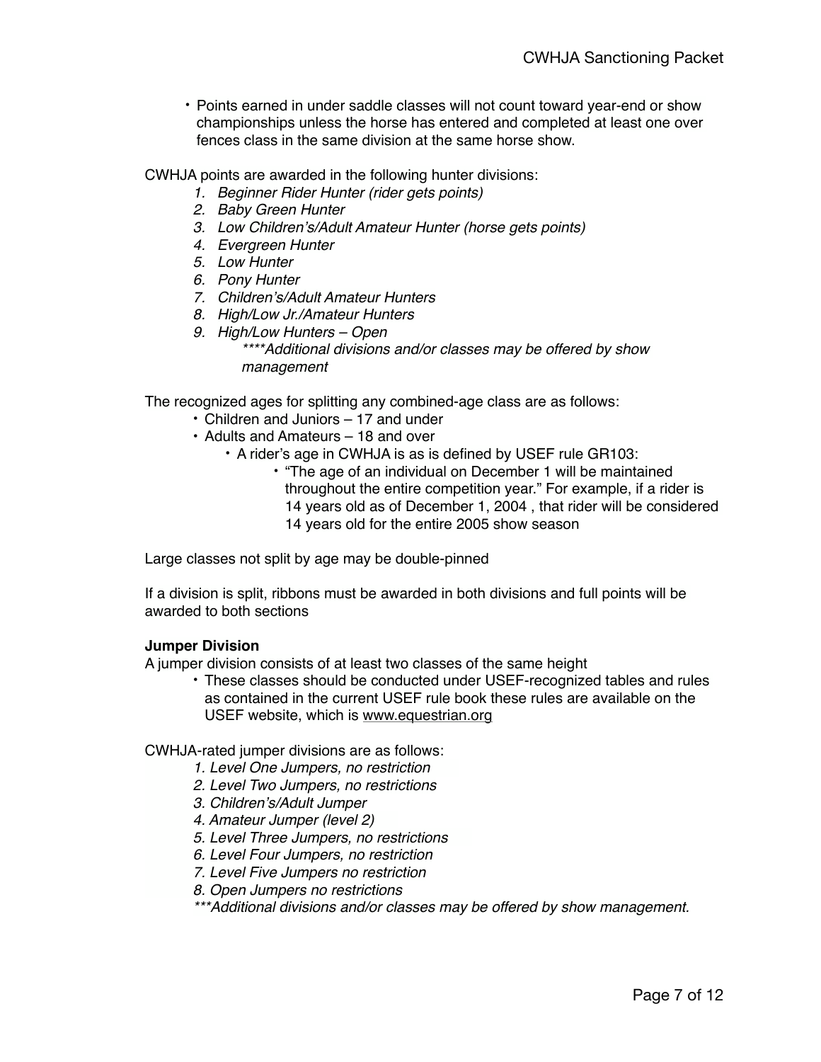- Points earned in under saddle classes will not count toward year-end or show championships unless the horse has entered and completed at least one over fences class in the same division at the same horse show.

CWHJA points are awarded in the following hunter divisions:

1. *Beginner Rider Hunter (rider gets points)*
2. *Baby Green Hunter*
3. *Low Children's/Adult Amateur Hunter (horse gets points)*
4. *Evergreen Hunter*
5. *Low Hunter*
6. *Pony Hunter*
7. *Children's/Adult Amateur Hunters*
8. *High/Low Jr./Amateur Hunters*
9. *High/Low Hunters – Open*

    *****Additional divisions and/or classes may be offered by show management*

The recognized ages for splitting any combined-age class are as follows:

- Children and Juniors – 17 and under
- Adults and Amateurs – 18 and over
    - A rider's age in CWHJA is as is defined by USEF rule GR103:
        - "The age of an individual on December 1 will be maintained throughout the entire competition year." For example, if a rider is 14 years old as of December 1, 2004 , that rider will be considered 14 years old for the entire 2005 show season

Large classes not split by age may be double-pinned

If a division is split, ribbons must be awarded in both divisions and full points will be awarded to both sections

**Jumper Division**

A jumper division consists of at least two classes of the same height

- These classes should be conducted under USEF-recognized tables and rules as contained in the current USEF rule book these rules are available on the USEF website, which is www.equestrian.org

CWHJA-rated jumper divisions are as follows:

1. *Level One Jumpers, no restriction*
2. *Level Two Jumpers, no restrictions*
3. *Children's/Adult Jumper*
4. *Amateur Jumper (level 2)*
5. *Level Three Jumpers, no restrictions*
6. *Level Four Jumpers, no restriction*
7. *Level Five Jumpers no restriction*
8. *Open Jumpers no restrictions*

****Additional divisions and/or classes may be offered by show management.*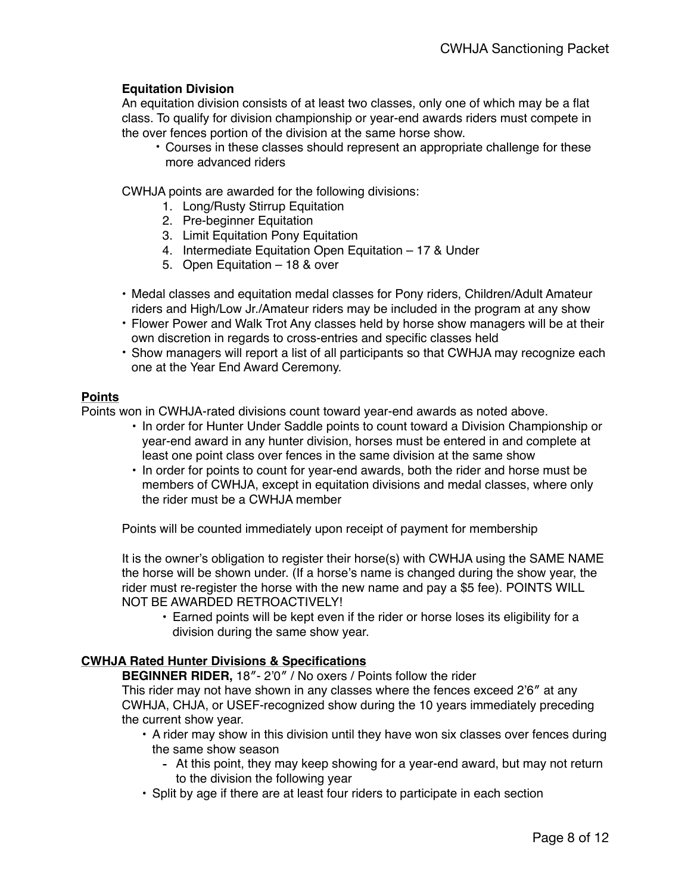**Equation Division**

An equitation division consists of at least two classes, only one of which may be a flat class. To qualify for division championship or year-end awards riders must compete in the over fences portion of the division at the same horse show.

- Courses in these classes should represent an appropriate challenge for these more advanced riders

CWHJA points are awarded for the following divisions:

1. Long/Rusty Stirrup Equitation
2. Pre-beginner Equitation
3. Limit Equitation Pony Equitation
4. Intermediate Equitation Open Equitation – 17 & Under
5. Open Equitation – 18 & over

- Medal classes and equitation medal classes for Pony riders, Children/Adult Amateur riders and High/Low Jr./Amateur riders may be included in the program at any show
- Flower Power and Walk Trot Any classes held by horse show managers will be at their own discretion in regards to cross-entries and specific classes held
- Show managers will report a list of all participants so that CWHJA may recognize each one at the Year End Award Ceremony.

## Points

Points won in CWHJA-rated divisions count toward year-end awards as noted above.

- In order for Hunter Under Saddle points to count toward a Division Championship or year-end award in any hunter division, horses must be entered in and complete at least one point class over fences in the same division at the same show
- In order for points to count for year-end awards, both the rider and horse must be members of CWHJA, except in equitation divisions and medal classes, where only the rider must be a CWHJA member

Points will be counted immediately upon receipt of payment for membership

It is the owner's obligation to register their horse(s) with CWHJA using the SAME NAME the horse will be shown under. (If a horse's name is changed during the show year, the rider must re-register the horse with the new name and pay a $5 fee). POINTS WILL NOT BE AWARDED RETROACTIVELY!

- Earned points will be kept even if the rider or horse loses its eligibility for a division during the same show year.

## CWHJA Rated Hunter Divisions & Specifications

**BEGINNER RIDER,** 18″- 2'0″ / No oxers / Points follow the rider

This rider may not have shown in any classes where the fences exceed 2'6″ at any CWHJA, CHJA, or USEF-recognized show during the 10 years immediately preceding the current show year.

- A rider may show in this division until they have won six classes over fences during the same show season
  - At this point, they may keep showing for a year-end award, but may not return to the division the following year
- Split by age if there are at least four riders to participate in each section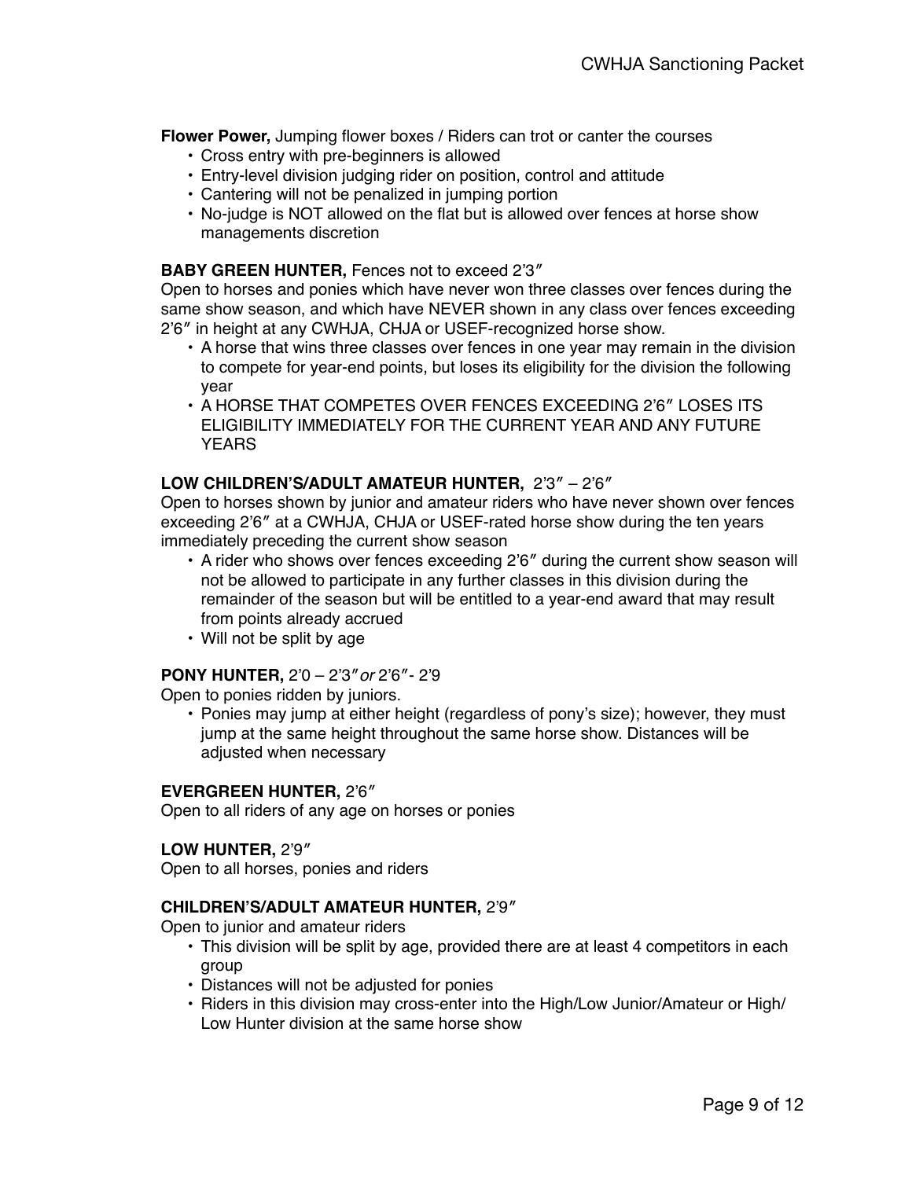**Flower Power,** Jumping flower boxes / Riders can trot or canter the courses

- Cross entry with pre-beginners is allowed
- Entry-level division judging rider on position, control and attitude
- Cantering will not be penalized in jumping portion
- No-judge is NOT allowed on the flat but is allowed over fences at horse show managements discretion

**BABY GREEN HUNTER,** Fences not to exceed 2'3″

Open to horses and ponies which have never won three classes over fences during the same show season, and which have NEVER shown in any class over fences exceeding 2'6″ in height at any CWHJA, CHJA or USEF-recognized horse show.

- A horse that wins three classes over fences in one year may remain in the division to compete for year-end points, but loses its eligibility for the division the following year
- A HORSE THAT COMPETES OVER FENCES EXCEEDING 2'6″ LOSES ITS ELIGIBILITY IMMEDIATELY FOR THE CURRENT YEAR AND ANY FUTURE YEARS

**LOW CHILDREN'S/ADULT AMATEUR HUNTER,** 2'3″ – 2'6″

Open to horses shown by junior and amateur riders who have never shown over fences exceeding 2'6″ at a CWHJA, CHJA or USEF-rated horse show during the ten years immediately preceding the current show season

- A rider who shows over fences exceeding 2'6″ during the current show season will not be allowed to participate in any further classes in this division during the remainder of the season but will be entitled to a year-end award that may result from points already accrued
- Will not be split by age

**PONY HUNTER,** 2'0 – 2'3″ *or* 2'6″- 2'9

Open to ponies ridden by juniors.

- Ponies may jump at either height (regardless of pony's size); however, they must jump at the same height throughout the same horse show. Distances will be adjusted when necessary

**EVERGREEN HUNTER,** 2'6″

Open to all riders of any age on horses or ponies

**LOW HUNTER,** 2'9″

Open to all horses, ponies and riders

**CHILDREN'S/ADULT AMATEUR HUNTER,** 2'9″

Open to junior and amateur riders

- This division will be split by age, provided there are at least 4 competitors in each group
- Distances will not be adjusted for ponies
- Riders in this division may cross-enter into the High/Low Junior/Amateur or High/Low Hunter division at the same horse show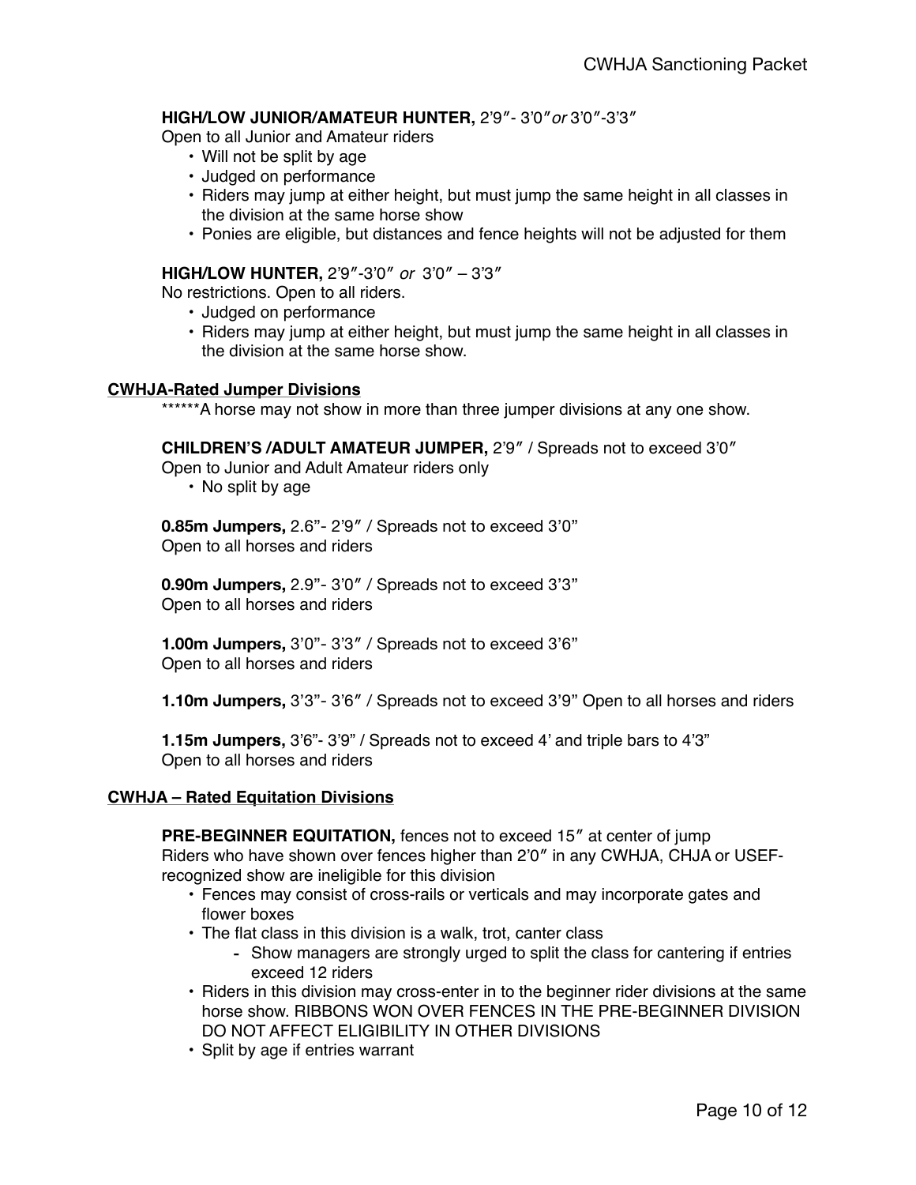**HIGH/LOW JUNIOR/AMATEUR HUNTER,** 2'9″- 3'0″*or* 3'0″-3'3″

Open to all Junior and Amateur riders

- Will not be split by age
- Judged on performance
- Riders may jump at either height, but must jump the same height in all classes in the division at the same horse show
- Ponies are eligible, but distances and fence heights will not be adjusted for them

**HIGH/LOW HUNTER,** 2'9″-3'0″ *or* 3'0″ – 3'3″

No restrictions. Open to all riders.

- Judged on performance
- Riders may jump at either height, but must jump the same height in all classes in the division at the same horse show.

## CWHJA-Rated Jumper Divisions

******A horse may not show in more than three jumper divisions at any one show.

**CHILDREN'S /ADULT AMATEUR JUMPER,** 2'9″ / Spreads not to exceed 3'0″

Open to Junior and Adult Amateur riders only

- No split by age

**0.85m Jumpers,** 2.6"- 2'9″ / Spreads not to exceed 3'0"

Open to all horses and riders

**0.90m Jumpers,** 2.9"- 3'0″ / Spreads not to exceed 3'3"

Open to all horses and riders

**1.00m Jumpers,** 3'0"- 3'3″ / Spreads not to exceed 3'6"

Open to all horses and riders

**1.10m Jumpers,** 3'3"- 3'6″ / Spreads not to exceed 3'9" Open to all horses and riders

**1.15m Jumpers,** 3'6"- 3'9" / Spreads not to exceed 4' and triple bars to 4'3"

Open to all horses and riders

## CWHJA – Rated Equitation Divisions

**PRE-BEGINNER EQUITATION,** fences not to exceed 15″ at center of jump

Riders who have shown over fences higher than 2'0″ in any CWHJA, CHJA or USEF-recognized show are ineligible for this division

- Fences may consist of cross-rails or verticals and may incorporate gates and flower boxes
- The flat class in this division is a walk, trot, canter class
  - Show managers are strongly urged to split the class for cantering if entries exceed 12 riders
- Riders in this division may cross-enter in to the beginner rider divisions at the same horse show. RIBBONS WON OVER FENCES IN THE PRE-BEGINNER DIVISION DO NOT AFFECT ELIGIBILITY IN OTHER DIVISIONS
- Split by age if entries warrant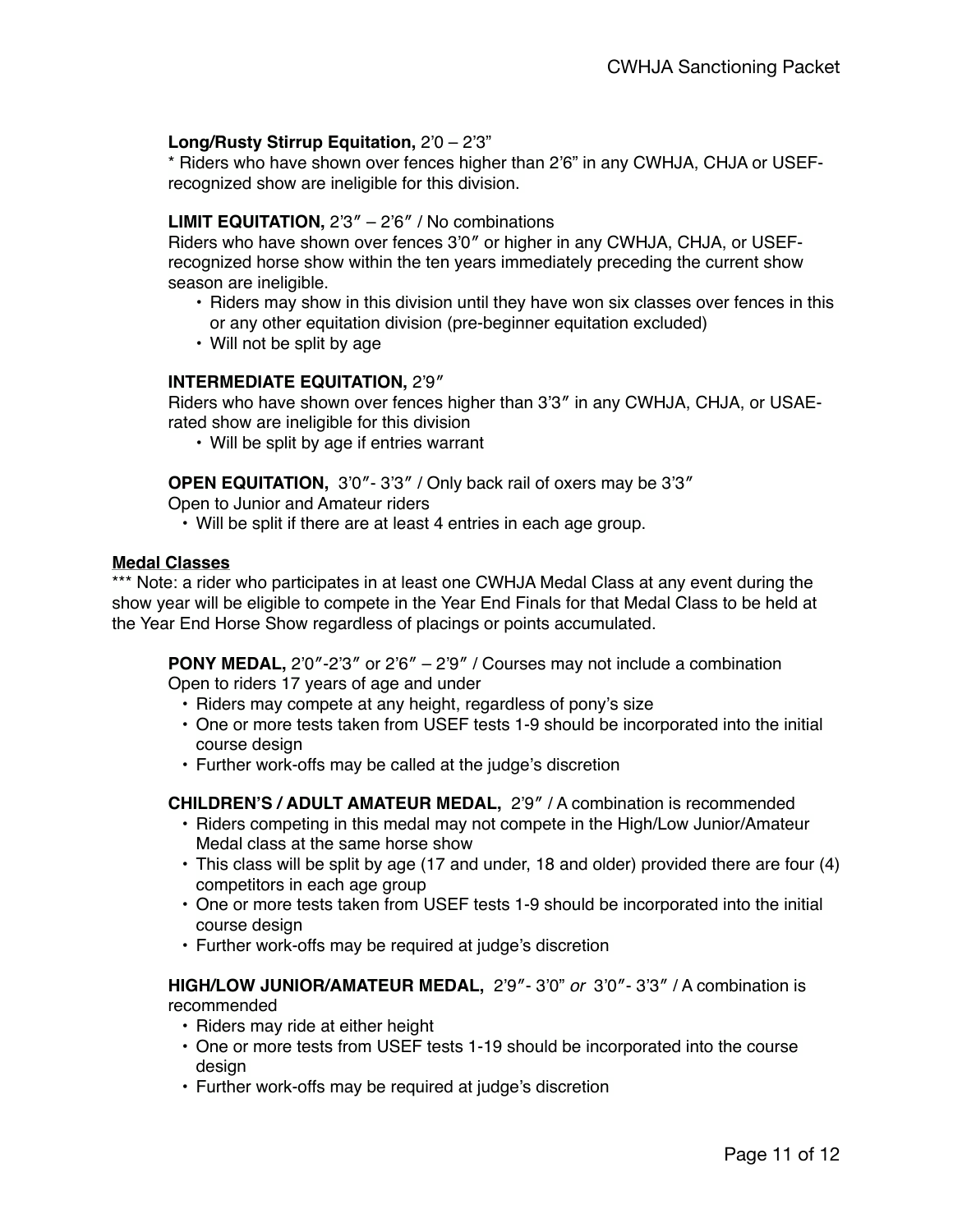**Long/Rusty Stirrup Equitation,** 2'0 – 2'3"
* Riders who have shown over fences higher than 2'6" in any CWHJA, CHJA or USEF-recognized show are ineligible for this division.

**LIMIT EQUITATION,** 2'3″ – 2'6″ / No combinations
Riders who have shown over fences 3'0″ or higher in any CWHJA, CHJA, or USEF-recognized horse show within the ten years immediately preceding the current show season are ineligible.

- Riders may show in this division until they have won six classes over fences in this or any other equitation division (pre-beginner equitation excluded)
- Will not be split by age

**INTERMEDIATE EQUITATION,** 2'9″
Riders who have shown over fences higher than 3'3″ in any CWHJA, CHJA, or USAE-rated show are ineligible for this division

- Will be split by age if entries warrant

**OPEN EQUITATION,** 3'0″- 3'3″ / Only back rail of oxers may be 3'3″
Open to Junior and Amateur riders

- Will be split if there are at least 4 entries in each age group.

**<u>Medal Classes</u>**
*** Note: a rider who participates in at least one CWHJA Medal Class at any event during the show year will be eligible to compete in the Year End Finals for that Medal Class to be held at the Year End Horse Show regardless of placings or points accumulated.

**PONY MEDAL,** 2'0″-2'3″ or 2'6″ – 2'9″ / Courses may not include a combination
Open to riders 17 years of age and under

- Riders may compete at any height, regardless of pony's size
- One or more tests taken from USEF tests 1-9 should be incorporated into the initial course design
- Further work-offs may be called at the judge's discretion

**CHILDREN'S / ADULT AMATEUR MEDAL,** 2'9″ / A combination is recommended

- Riders competing in this medal may not compete in the High/Low Junior/Amateur Medal class at the same horse show
- This class will be split by age (17 and under, 18 and older) provided there are four (4) competitors in each age group
- One or more tests taken from USEF tests 1-9 should be incorporated into the initial course design
- Further work-offs may be required at judge's discretion

**HIGH/LOW JUNIOR/AMATEUR MEDAL,** 2'9″- 3'0" *or* 3'0″- 3'3″ / A combination is recommended

- Riders may ride at either height
- One or more tests from USEF tests 1-19 should be incorporated into the course design
- Further work-offs may be required at judge's discretion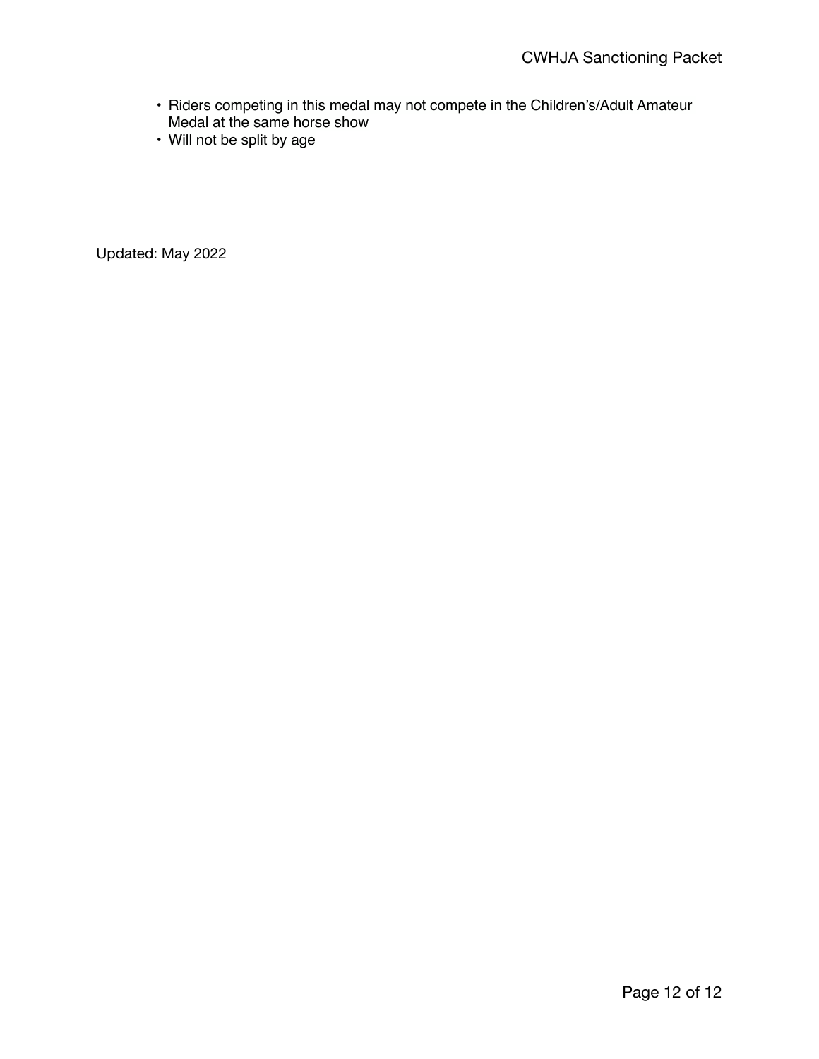- Riders competing in this medal may not compete in the Children's/Adult Amateur Medal at the same horse show
- Will not be split by age

Updated: May 2022